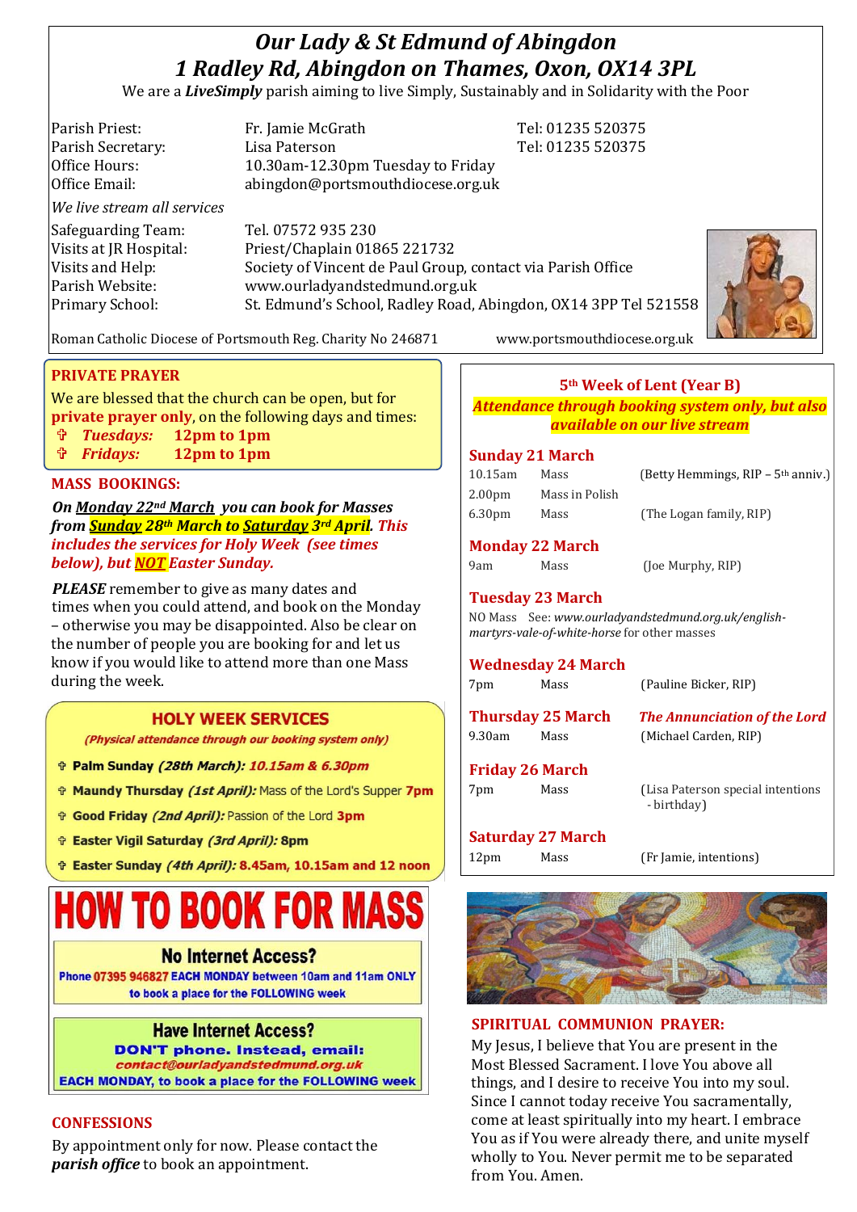# *Our Lady & St Edmund of Abingdon*
# *1 Radley Rd, Abingdon on Thames, Oxon, OX14 3PL*

We are a ***LiveSimply*** parish aiming to live Simply, Sustainably and in Solidarity with the Poor

| | | |
|---|---|---|
| Parish Priest: | Fr. Jamie McGrath | Tel: 01235 520375 |
| Parish Secretary: | Lisa Paterson | Tel: 01235 520375 |
| Office Hours: | 10.30am-12.30pm Tuesday to Friday | |
| Office Email: | abingdon@portsmouthdiocese.org.uk | |

*We live stream all services*

| | |
|---|---|
| Safeguarding Team: | Tel. 07572 935 230 |
| Visits at JR Hospital: | Priest/Chaplain 01865 221732 |
| Visits and Help: | Society of Vincent de Paul Group, contact via Parish Office |
| Parish Website: | www.ourladyandstedmund.org.uk |
| Primary School: | St. Edmund's School, Radley Road, Abingdon, OX14 3PP Tel 521558 |

Roman Catholic Diocese of Portsmouth Reg. Charity No 246871 www.portsmouthdiocese.org.uk

## PRIVATE PRAYER

We are blessed that the church can be open, but for **private prayer only**, on the following days and times:

- ***Tuesdays:*** **12pm to 1pm**
- ***Fridays:*** **12pm to 1pm**

## MASS BOOKINGS:

***On Monday 22nd March you can book for Masses from Sunday 28th March to Saturday 3rd April. This includes the services for Holy Week (see times below), but NOT Easter Sunday.***

***PLEASE*** remember to give as many dates and times when you could attend, and book on the Monday – otherwise you may be disappointed. Also be clear on the number of people you are booking for and let us know if you would like to attend more than one Mass during the week.

## HOLY WEEK SERVICES

***(Physical attendance through our booking system only)***

- **Palm Sunday *(28th March):* 10.15am & 6.30pm**
- **Maundy Thursday *(1st April):*** Mass of the Lord's Supper **7pm**
- **Good Friday *(2nd April):*** Passion of the Lord **3pm**
- **Easter Vigil Saturday *(3rd April):* 8pm**
- **Easter Sunday *(4th April):* 8.45am, 10.15am and 12 noon**

# HOW TO BOOK FOR MASS

### No Internet Access?

**Phone 07395 946827 EACH MONDAY between 10am and 11am ONLY to book a place for the FOLLOWING week**

### Have Internet Access?

**DON'T phone. Instead, email:**
***contact@ourladyandstedmund.org.uk***
**EACH MONDAY, to book a place for the FOLLOWING week**

## CONFESSIONS

By appointment only for now. Please contact the ***parish office*** to book an appointment.

## 5th Week of Lent (Year B)

***Attendance through booking system only, but also available on our live stream***

### Sunday 21 March

| | | |
|---|---|---|
| 10.15am | Mass | (Betty Hemmings, RIP – 5th anniv.) |
| 2.00pm | Mass in Polish | |
| 6.30pm | Mass | (The Logan family, RIP) |

### Monday 22 March

| | | |
|---|---|---|
| 9am | Mass | (Joe Murphy, RIP) |

### Tuesday 23 March

NO Mass See: *www.ourladyandstedmund.org.uk/english-martyrs-vale-of-white-horse* for other masses

### Wednesday 24 March

| | | |
|---|---|---|
| 7pm | Mass | (Pauline Bicker, RIP) |

### Thursday 25 March — *The Annunciation of the Lord*

| | | |
|---|---|---|
| 9.30am | Mass | (Michael Carden, RIP) |

### Friday 26 March

| | | |
|---|---|---|
| 7pm | Mass | (Lisa Paterson special intentions - birthday) |

### Saturday 27 March

| | | |
|---|---|---|
| 12pm | Mass | (Fr Jamie, intentions) |

## SPIRITUAL COMMUNION PRAYER:

My Jesus, I believe that You are present in the Most Blessed Sacrament. I love You above all things, and I desire to receive You into my soul. Since I cannot today receive You sacramentally, come at least spiritually into my heart. I embrace You as if You were already there, and unite myself wholly to You. Never permit me to be separated from You. Amen.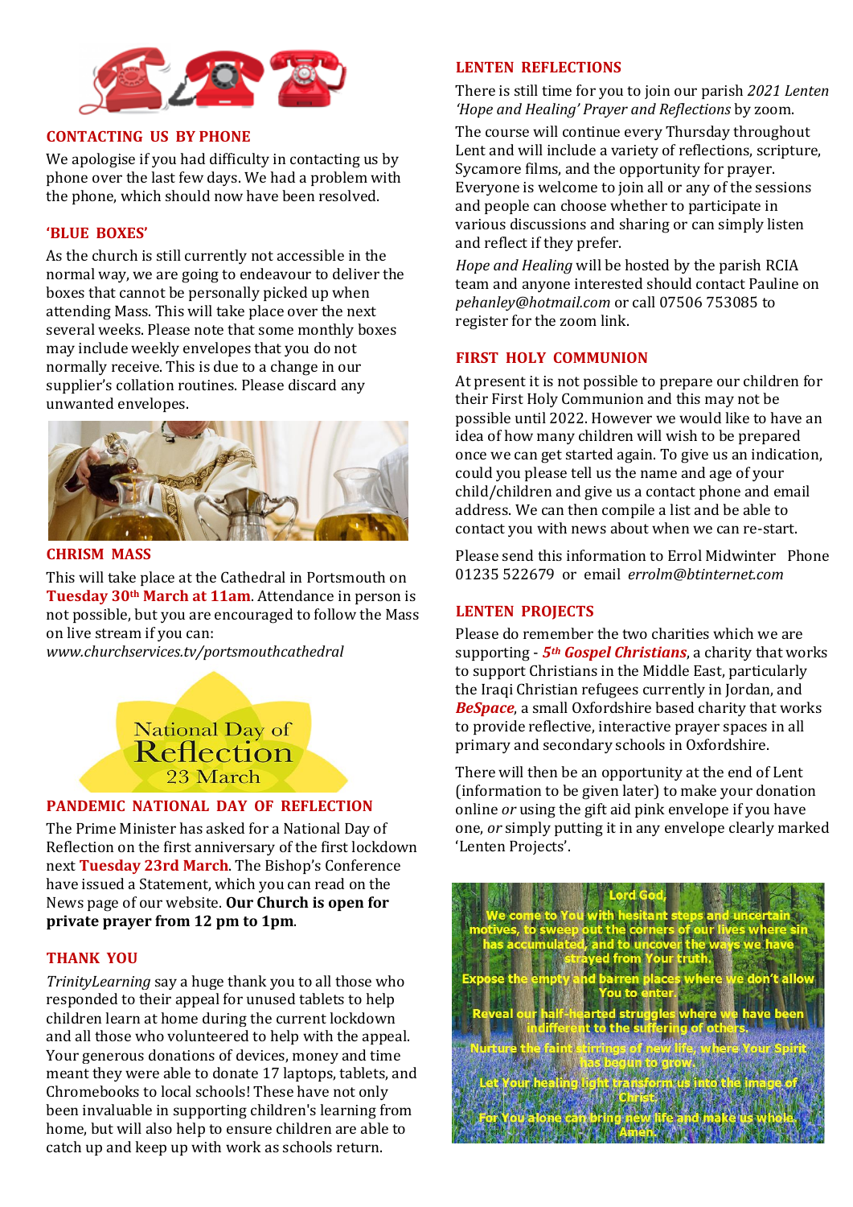## CONTACTING US BY PHONE

We apologise if you had difficulty in contacting us by phone over the last few days. We had a problem with the phone, which should now have been resolved.

## 'BLUE BOXES'

As the church is still currently not accessible in the normal way, we are going to endeavour to deliver the boxes that cannot be personally picked up when attending Mass. This will take place over the next several weeks. Please note that some monthly boxes may include weekly envelopes that you do not normally receive. This is due to a change in our supplier's collation routines. Please discard any unwanted envelopes.

## CHRISM MASS

This will take place at the Cathedral in Portsmouth on **Tuesday 30th March at 11am**. Attendance in person is not possible, but you are encouraged to follow the Mass on live stream if you can:

*www.churchservices.tv/portsmouthcathedral*

National Day of Reflection
23 March

## PANDEMIC NATIONAL DAY OF REFLECTION

The Prime Minister has asked for a National Day of Reflection on the first anniversary of the first lockdown next **Tuesday 23rd March**. The Bishop's Conference have issued a Statement, which you can read on the News page of our website. **Our Church is open for private prayer from 12 pm to 1pm**.

## THANK YOU

*TrinityLearning* say a huge thank you to all those who responded to their appeal for unused tablets to help children learn at home during the current lockdown and all those who volunteered to help with the appeal. Your generous donations of devices, money and time meant they were able to donate 17 laptops, tablets, and Chromebooks to local schools! These have not only been invaluable in supporting children's learning from home, but will also help to ensure children are able to catch up and keep up with work as schools return.

## LENTEN REFLECTIONS

There is still time for you to join our parish *2021 Lenten 'Hope and Healing' Prayer and Reflections* by zoom.

The course will continue every Thursday throughout Lent and will include a variety of reflections, scripture, Sycamore films, and the opportunity for prayer. Everyone is welcome to join all or any of the sessions and people can choose whether to participate in various discussions and sharing or can simply listen and reflect if they prefer.

*Hope and Healing* will be hosted by the parish RCIA team and anyone interested should contact Pauline on *pehanley@hotmail.com* or call 07506 753085 to register for the zoom link.

## FIRST HOLY COMMUNION

At present it is not possible to prepare our children for their First Holy Communion and this may not be possible until 2022. However we would like to have an idea of how many children will wish to be prepared once we can get started again. To give us an indication, could you please tell us the name and age of your child/children and give us a contact phone and email address. We can then compile a list and be able to contact you with news about when we can re-start.

Please send this information to Errol Midwinter Phone 01235 522679 or email *errolm@btinternet.com*

## LENTEN PROJECTS

Please do remember the two charities which we are supporting - ***5th Gospel Christians***, a charity that works to support Christians in the Middle East, particularly the Iraqi Christian refugees currently in Jordan, and ***BeSpace***, a small Oxfordshire based charity that works to provide reflective, interactive prayer spaces in all primary and secondary schools in Oxfordshire.

There will then be an opportunity at the end of Lent (information to be given later) to make your donation online *or* using the gift aid pink envelope if you have one, *or* simply putting it in any envelope clearly marked 'Lenten Projects'.

**Lord God,**

**We come to You with hesitant steps and uncertain motives, to sweep out the corners of our lives where sin has accumulated, and to uncover the ways we have strayed from Your truth.**

**Expose the empty and barren places where we don't allow You to enter.**

**Reveal our half-hearted struggles where we have been indifferent to the suffering of others.**

**Nurture the faint stirrings of new life, where Your Spirit has begun to grow.**

**Let Your healing light transform us into the image of Christ.**

**For You alone can bring new life and make us whole. Amen.**